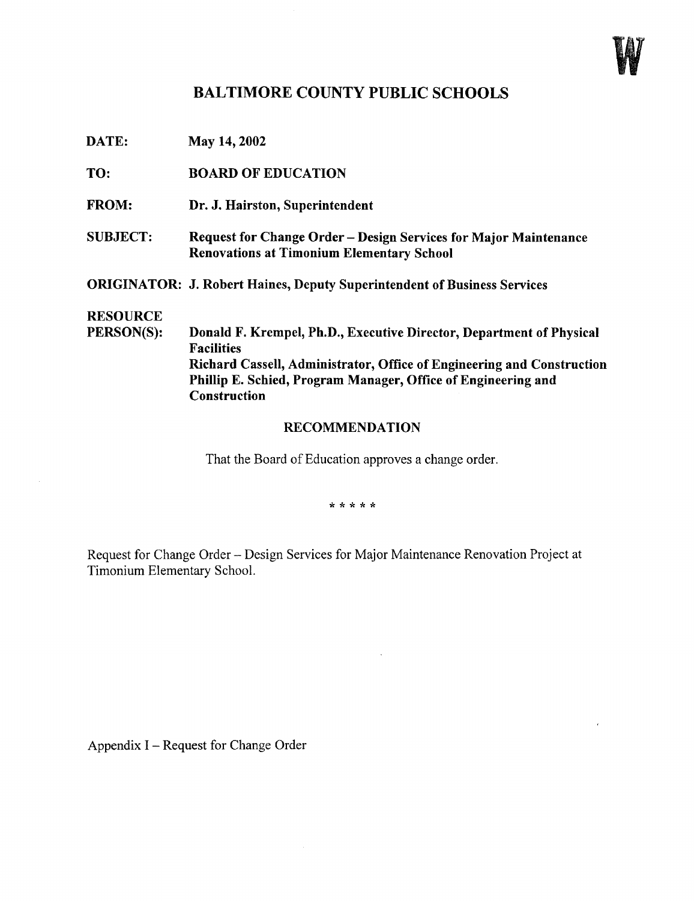W

# BALTIMORE COUNTY PUBLIC SCHOOLS

**DATE:** May 14, 2002

**TO:** BOARD OF EDUCATION

**FROM:** Dr. J. Hairston, Superintendent

**SUBJECT:** Request for Change Order – Design Services for Major Maintenance Renovations at Timonium Elementary School

**ORIGINATOR:** J. Robert Haines, Deputy Superintendent of Business Services

**RESOURCE PERSON(S):** Donald F. Krempel, Ph.D., Executive Director, Department of Physical Facilities
Richard Cassell, Administrator, Office of Engineering and Construction
Phillip E. Schied, Program Manager, Office of Engineering and Construction

## RECOMMENDATION

That the Board of Education approves a change order.

* * * * *

Request for Change Order – Design Services for Major Maintenance Renovation Project at Timonium Elementary School.

Appendix I – Request for Change Order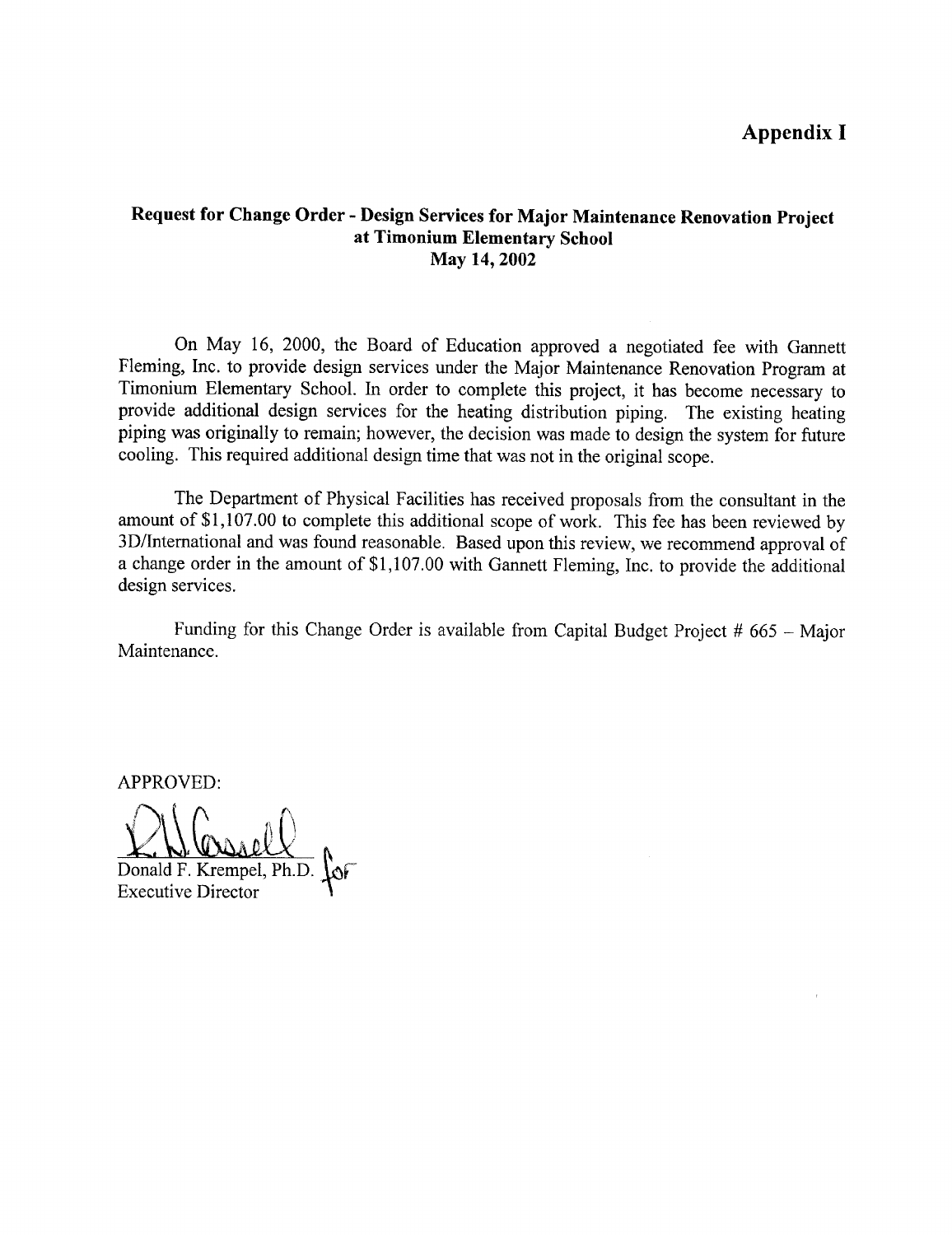# Appendix I

**Request for Change Order - Design Services for Major Maintenance Renovation Project at Timonium Elementary School**
**May 14, 2002**

On May 16, 2000, the Board of Education approved a negotiated fee with Gannett Fleming, Inc. to provide design services under the Major Maintenance Renovation Program at Timonium Elementary School. In order to complete this project, it has become necessary to provide additional design services for the heating distribution piping. The existing heating piping was originally to remain; however, the decision was made to design the system for future cooling. This required additional design time that was not in the original scope.

The Department of Physical Facilities has received proposals from the consultant in the amount of $1,107.00 to complete this additional scope of work. This fee has been reviewed by 3D/International and was found reasonable. Based upon this review, we recommend approval of a change order in the amount of $1,107.00 with Gannett Fleming, Inc. to provide the additional design services.

Funding for this Change Order is available from Capital Budget Project # 665 – Major Maintenance.

APPROVED:

Donald F. Krempel, Ph.D. for
Executive Director